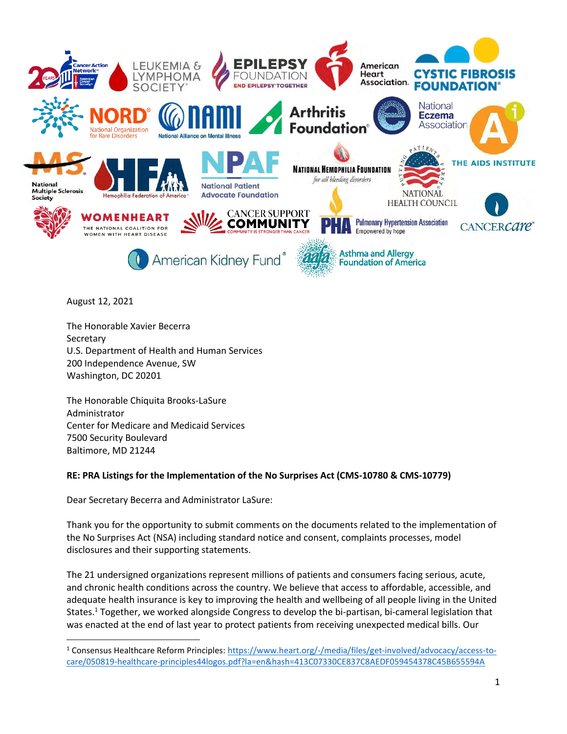August 12, 2021

The Honorable Xavier Becerra
Secretary
U.S. Department of Health and Human Services
200 Independence Avenue, SW
Washington, DC 20201

The Honorable Chiquita Brooks-LaSure
Administrator
Center for Medicare and Medicaid Services
7500 Security Boulevard
Baltimore, MD 21244

**RE: PRA Listings for the Implementation of the No Surprises Act (CMS-10780 & CMS-10779)**

Dear Secretary Becerra and Administrator LaSure:

Thank you for the opportunity to submit comments on the documents related to the implementation of the No Surprises Act (NSA) including standard notice and consent, complaints processes, model disclosures and their supporting statements.

The 21 undersigned organizations represent millions of patients and consumers facing serious, acute, and chronic health conditions across the country. We believe that access to affordable, accessible, and adequate health insurance is key to improving the health and wellbeing of all people living in the United States.[1] Together, we worked alongside Congress to develop the bi-partisan, bi-cameral legislation that was enacted at the end of last year to protect patients from receiving unexpected medical bills. Our

[1] Consensus Healthcare Reform Principles: https://www.heart.org/-/media/files/get-involved/advocacy/access-to-care/050819-healthcare-principles44logos.pdf?la=en&hash=413C07330CE837C8AEDF059454378C45B655594A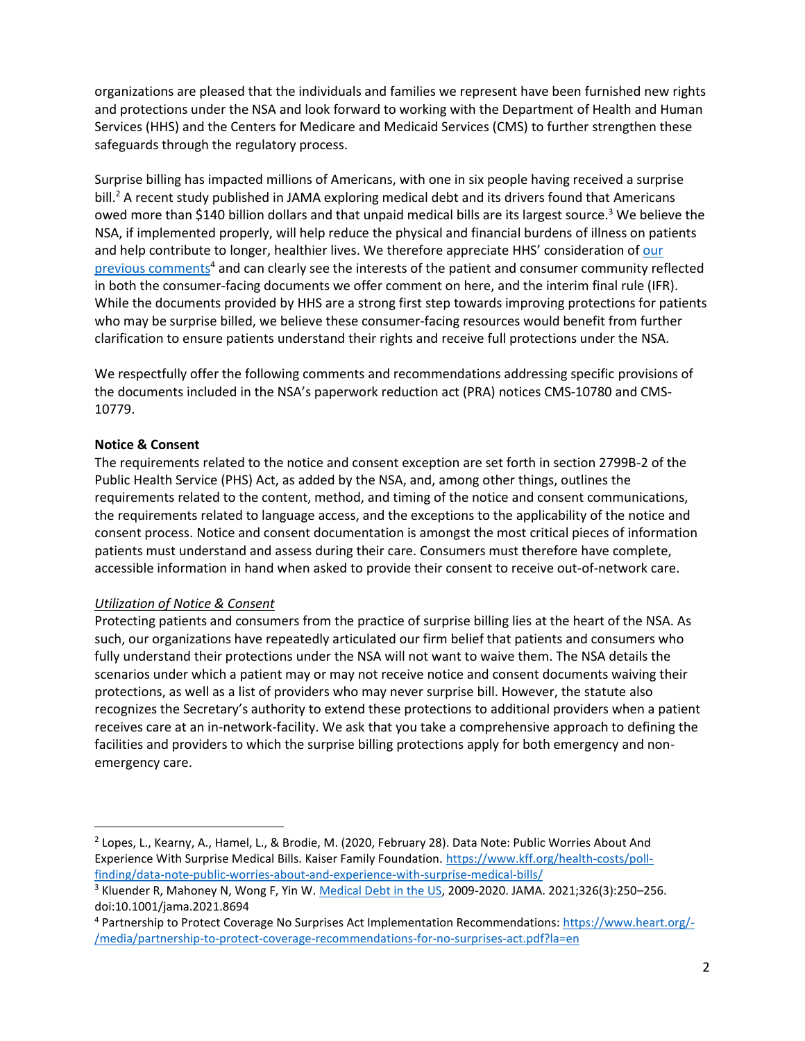organizations are pleased that the individuals and families we represent have been furnished new rights and protections under the NSA and look forward to working with the Department of Health and Human Services (HHS) and the Centers for Medicare and Medicaid Services (CMS) to further strengthen these safeguards through the regulatory process.

Surprise billing has impacted millions of Americans, with one in six people having received a surprise bill.[2] A recent study published in JAMA exploring medical debt and its drivers found that Americans owed more than $140 billion dollars and that unpaid medical bills are its largest source.[3] We believe the NSA, if implemented properly, will help reduce the physical and financial burdens of illness on patients and help contribute to longer, healthier lives. We therefore appreciate HHS' consideration of [our previous comments](https://www.heart.org/-/media/partnership-to-protect-coverage-recommendations-for-no-surprises-act.pdf?la=en)[4] and can clearly see the interests of the patient and consumer community reflected in both the consumer-facing documents we offer comment on here, and the interim final rule (IFR). While the documents provided by HHS are a strong first step towards improving protections for patients who may be surprise billed, we believe these consumer-facing resources would benefit from further clarification to ensure patients understand their rights and receive full protections under the NSA.

We respectfully offer the following comments and recommendations addressing specific provisions of the documents included in the NSA's paperwork reduction act (PRA) notices CMS-10780 and CMS-10779.

**Notice & Consent**

The requirements related to the notice and consent exception are set forth in section 2799B-2 of the Public Health Service (PHS) Act, as added by the NSA, and, among other things, outlines the requirements related to the content, method, and timing of the notice and consent communications, the requirements related to language access, and the exceptions to the applicability of the notice and consent process. Notice and consent documentation is amongst the most critical pieces of information patients must understand and assess during their care. Consumers must therefore have complete, accessible information in hand when asked to provide their consent to receive out-of-network care.

*Utilization of Notice & Consent*

Protecting patients and consumers from the practice of surprise billing lies at the heart of the NSA. As such, our organizations have repeatedly articulated our firm belief that patients and consumers who fully understand their protections under the NSA will not want to waive them. The NSA details the scenarios under which a patient may or may not receive notice and consent documents waiving their protections, as well as a list of providers who may never surprise bill. However, the statute also recognizes the Secretary's authority to extend these protections to additional providers when a patient receives care at an in-network-facility. We ask that you take a comprehensive approach to defining the facilities and providers to which the surprise billing protections apply for both emergency and non-emergency care.

---

[2] Lopes, L., Kearny, A., Hamel, L., & Brodie, M. (2020, February 28). Data Note: Public Worries About And Experience With Surprise Medical Bills. Kaiser Family Foundation. https://www.kff.org/health-costs/poll-finding/data-note-public-worries-about-and-experience-with-surprise-medical-bills/

[3] Kluender R, Mahoney N, Wong F, Yin W. Medical Debt in the US, 2009-2020. JAMA. 2021;326(3):250–256. doi:10.1001/jama.2021.8694

[4] Partnership to Protect Coverage No Surprises Act Implementation Recommendations: https://www.heart.org/-/media/partnership-to-protect-coverage-recommendations-for-no-surprises-act.pdf?la=en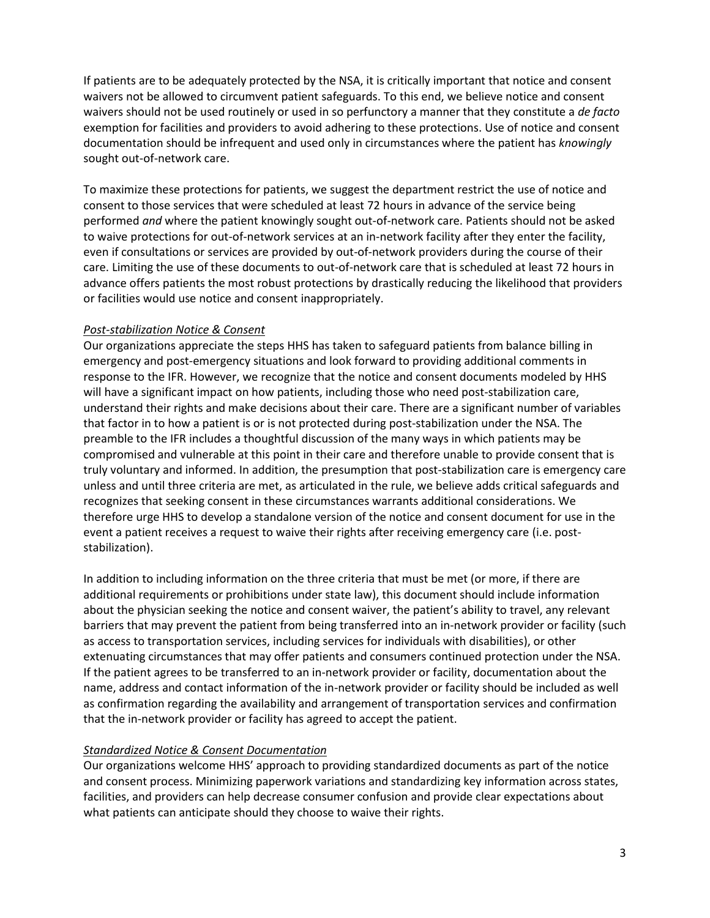If patients are to be adequately protected by the NSA, it is critically important that notice and consent waivers not be allowed to circumvent patient safeguards. To this end, we believe notice and consent waivers should not be used routinely or used in so perfunctory a manner that they constitute a *de facto* exemption for facilities and providers to avoid adhering to these protections. Use of notice and consent documentation should be infrequent and used only in circumstances where the patient has *knowingly* sought out-of-network care.

To maximize these protections for patients, we suggest the department restrict the use of notice and consent to those services that were scheduled at least 72 hours in advance of the service being performed *and* where the patient knowingly sought out-of-network care. Patients should not be asked to waive protections for out-of-network services at an in-network facility after they enter the facility, even if consultations or services are provided by out-of-network providers during the course of their care. Limiting the use of these documents to out-of-network care that is scheduled at least 72 hours in advance offers patients the most robust protections by drastically reducing the likelihood that providers or facilities would use notice and consent inappropriately.

*Post-stabilization Notice & Consent*

Our organizations appreciate the steps HHS has taken to safeguard patients from balance billing in emergency and post-emergency situations and look forward to providing additional comments in response to the IFR. However, we recognize that the notice and consent documents modeled by HHS will have a significant impact on how patients, including those who need post-stabilization care, understand their rights and make decisions about their care. There are a significant number of variables that factor in to how a patient is or is not protected during post-stabilization under the NSA. The preamble to the IFR includes a thoughtful discussion of the many ways in which patients may be compromised and vulnerable at this point in their care and therefore unable to provide consent that is truly voluntary and informed. In addition, the presumption that post-stabilization care is emergency care unless and until three criteria are met, as articulated in the rule, we believe adds critical safeguards and recognizes that seeking consent in these circumstances warrants additional considerations. We therefore urge HHS to develop a standalone version of the notice and consent document for use in the event a patient receives a request to waive their rights after receiving emergency care (i.e. post-stabilization).

In addition to including information on the three criteria that must be met (or more, if there are additional requirements or prohibitions under state law), this document should include information about the physician seeking the notice and consent waiver, the patient's ability to travel, any relevant barriers that may prevent the patient from being transferred into an in-network provider or facility (such as access to transportation services, including services for individuals with disabilities), or other extenuating circumstances that may offer patients and consumers continued protection under the NSA. If the patient agrees to be transferred to an in-network provider or facility, documentation about the name, address and contact information of the in-network provider or facility should be included as well as confirmation regarding the availability and arrangement of transportation services and confirmation that the in-network provider or facility has agreed to accept the patient.

*Standardized Notice & Consent Documentation*

Our organizations welcome HHS' approach to providing standardized documents as part of the notice and consent process. Minimizing paperwork variations and standardizing key information across states, facilities, and providers can help decrease consumer confusion and provide clear expectations about what patients can anticipate should they choose to waive their rights.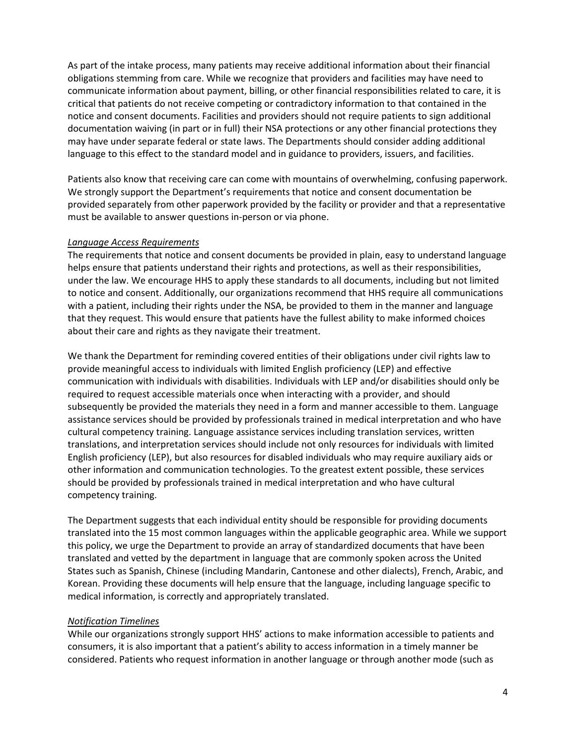As part of the intake process, many patients may receive additional information about their financial obligations stemming from care. While we recognize that providers and facilities may have need to communicate information about payment, billing, or other financial responsibilities related to care, it is critical that patients do not receive competing or contradictory information to that contained in the notice and consent documents. Facilities and providers should not require patients to sign additional documentation waiving (in part or in full) their NSA protections or any other financial protections they may have under separate federal or state laws. The Departments should consider adding additional language to this effect to the standard model and in guidance to providers, issuers, and facilities.

Patients also know that receiving care can come with mountains of overwhelming, confusing paperwork. We strongly support the Department's requirements that notice and consent documentation be provided separately from other paperwork provided by the facility or provider and that a representative must be available to answer questions in-person or via phone.

*Language Access Requirements*

The requirements that notice and consent documents be provided in plain, easy to understand language helps ensure that patients understand their rights and protections, as well as their responsibilities, under the law. We encourage HHS to apply these standards to all documents, including but not limited to notice and consent. Additionally, our organizations recommend that HHS require all communications with a patient, including their rights under the NSA, be provided to them in the manner and language that they request. This would ensure that patients have the fullest ability to make informed choices about their care and rights as they navigate their treatment.

We thank the Department for reminding covered entities of their obligations under civil rights law to provide meaningful access to individuals with limited English proficiency (LEP) and effective communication with individuals with disabilities. Individuals with LEP and/or disabilities should only be required to request accessible materials once when interacting with a provider, and should subsequently be provided the materials they need in a form and manner accessible to them. Language assistance services should be provided by professionals trained in medical interpretation and who have cultural competency training. Language assistance services including translation services, written translations, and interpretation services should include not only resources for individuals with limited English proficiency (LEP), but also resources for disabled individuals who may require auxiliary aids or other information and communication technologies. To the greatest extent possible, these services should be provided by professionals trained in medical interpretation and who have cultural competency training.

The Department suggests that each individual entity should be responsible for providing documents translated into the 15 most common languages within the applicable geographic area. While we support this policy, we urge the Department to provide an array of standardized documents that have been translated and vetted by the department in language that are commonly spoken across the United States such as Spanish, Chinese (including Mandarin, Cantonese and other dialects), French, Arabic, and Korean. Providing these documents will help ensure that the language, including language specific to medical information, is correctly and appropriately translated.

*Notification Timelines*

While our organizations strongly support HHS' actions to make information accessible to patients and consumers, it is also important that a patient's ability to access information in a timely manner be considered. Patients who request information in another language or through another mode (such as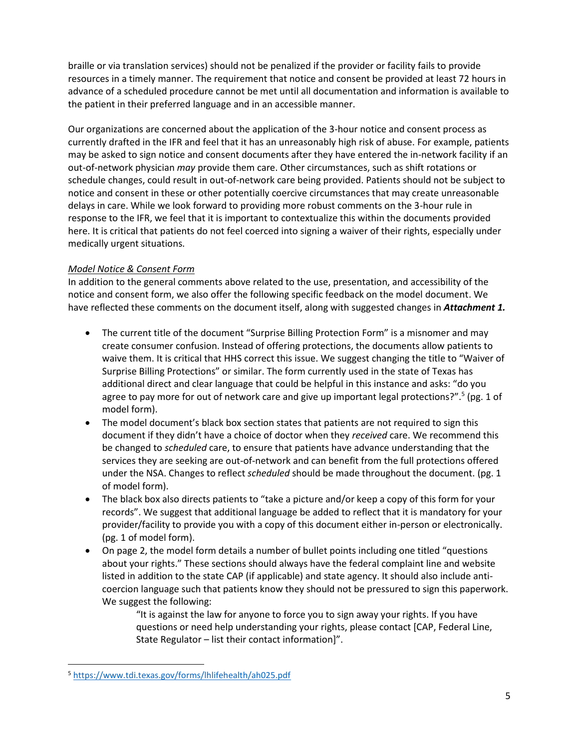braille or via translation services) should not be penalized if the provider or facility fails to provide resources in a timely manner. The requirement that notice and consent be provided at least 72 hours in advance of a scheduled procedure cannot be met until all documentation and information is available to the patient in their preferred language and in an accessible manner.

Our organizations are concerned about the application of the 3-hour notice and consent process as currently drafted in the IFR and feel that it has an unreasonably high risk of abuse. For example, patients may be asked to sign notice and consent documents after they have entered the in-network facility if an out-of-network physician *may* provide them care. Other circumstances, such as shift rotations or schedule changes, could result in out-of-network care being provided. Patients should not be subject to notice and consent in these or other potentially coercive circumstances that may create unreasonable delays in care. While we look forward to providing more robust comments on the 3-hour rule in response to the IFR, we feel that it is important to contextualize this within the documents provided here. It is critical that patients do not feel coerced into signing a waiver of their rights, especially under medically urgent situations.

*Model Notice & Consent Form*

In addition to the general comments above related to the use, presentation, and accessibility of the notice and consent form, we also offer the following specific feedback on the model document. We have reflected these comments on the document itself, along with suggested changes in ***Attachment 1.***

- The current title of the document "Surprise Billing Protection Form" is a misnomer and may create consumer confusion. Instead of offering protections, the documents allow patients to waive them. It is critical that HHS correct this issue. We suggest changing the title to "Waiver of Surprise Billing Protections" or similar. The form currently used in the state of Texas has additional direct and clear language that could be helpful in this instance and asks: "do you agree to pay more for out of network care and give up important legal protections?".[5] (pg. 1 of model form).
- The model document's black box section states that patients are not required to sign this document if they didn't have a choice of doctor when they *received* care. We recommend this be changed to *scheduled* care, to ensure that patients have advance understanding that the services they are seeking are out-of-network and can benefit from the full protections offered under the NSA. Changes to reflect *scheduled* should be made throughout the document. (pg. 1 of model form).
- The black box also directs patients to "take a picture and/or keep a copy of this form for your records". We suggest that additional language be added to reflect that it is mandatory for your provider/facility to provide you with a copy of this document either in-person or electronically. (pg. 1 of model form).
- On page 2, the model form details a number of bullet points including one titled "questions about your rights." These sections should always have the federal complaint line and website listed in addition to the state CAP (if applicable) and state agency. It should also include anti-coercion language such that patients know they should not be pressured to sign this paperwork. We suggest the following:

  > "It is against the law for anyone to force you to sign away your rights. If you have questions or need help understanding your rights, please contact [CAP, Federal Line, State Regulator – list their contact information]".

---

[5] https://www.tdi.texas.gov/forms/lhlifehealth/ah025.pdf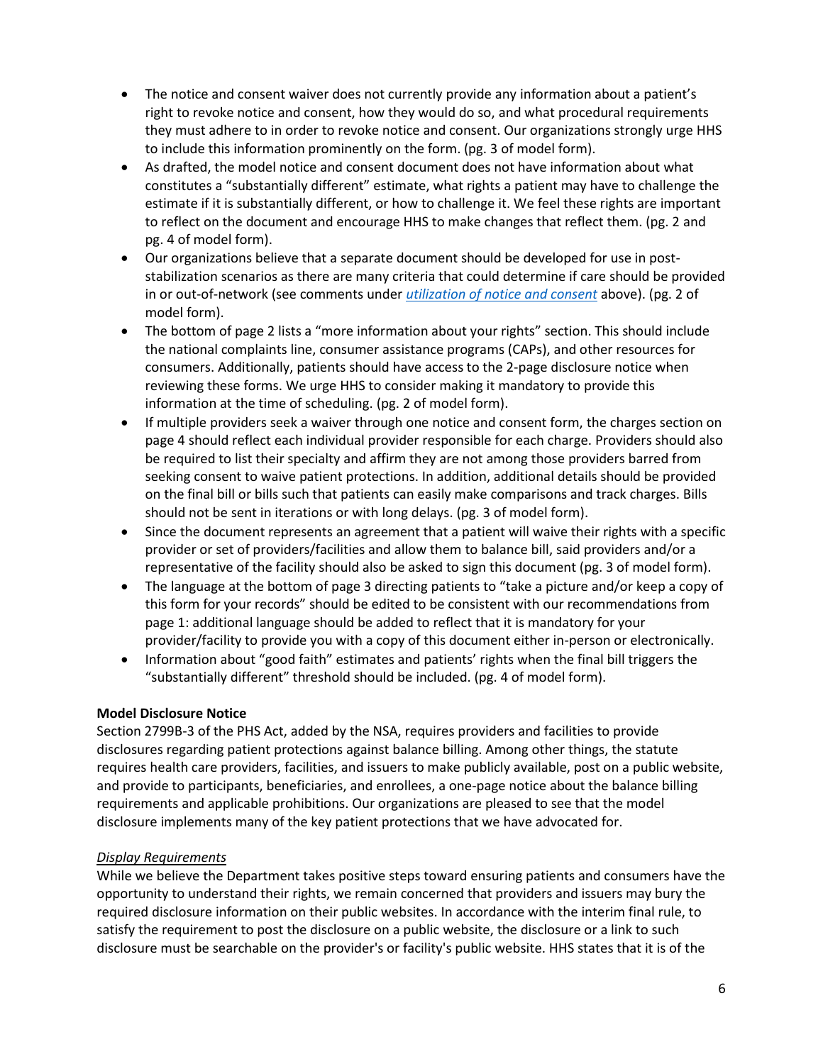- The notice and consent waiver does not currently provide any information about a patient's right to revoke notice and consent, how they would do so, and what procedural requirements they must adhere to in order to revoke notice and consent. Our organizations strongly urge HHS to include this information prominently on the form. (pg. 3 of model form).
- As drafted, the model notice and consent document does not have information about what constitutes a "substantially different" estimate, what rights a patient may have to challenge the estimate if it is substantially different, or how to challenge it. We feel these rights are important to reflect on the document and encourage HHS to make changes that reflect them. (pg. 2 and pg. 4 of model form).
- Our organizations believe that a separate document should be developed for use in post-stabilization scenarios as there are many criteria that could determine if care should be provided in or out-of-network (see comments under *utilization of notice and consent* above). (pg. 2 of model form).
- The bottom of page 2 lists a "more information about your rights" section. This should include the national complaints line, consumer assistance programs (CAPs), and other resources for consumers. Additionally, patients should have access to the 2-page disclosure notice when reviewing these forms. We urge HHS to consider making it mandatory to provide this information at the time of scheduling. (pg. 2 of model form).
- If multiple providers seek a waiver through one notice and consent form, the charges section on page 4 should reflect each individual provider responsible for each charge. Providers should also be required to list their specialty and affirm they are not among those providers barred from seeking consent to waive patient protections. In addition, additional details should be provided on the final bill or bills such that patients can easily make comparisons and track charges. Bills should not be sent in iterations or with long delays. (pg. 3 of model form).
- Since the document represents an agreement that a patient will waive their rights with a specific provider or set of providers/facilities and allow them to balance bill, said providers and/or a representative of the facility should also be asked to sign this document (pg. 3 of model form).
- The language at the bottom of page 3 directing patients to "take a picture and/or keep a copy of this form for your records" should be edited to be consistent with our recommendations from page 1: additional language should be added to reflect that it is mandatory for your provider/facility to provide you with a copy of this document either in-person or electronically.
- Information about "good faith" estimates and patients' rights when the final bill triggers the "substantially different" threshold should be included. (pg. 4 of model form).

**Model Disclosure Notice**

Section 2799B-3 of the PHS Act, added by the NSA, requires providers and facilities to provide disclosures regarding patient protections against balance billing. Among other things, the statute requires health care providers, facilities, and issuers to make publicly available, post on a public website, and provide to participants, beneficiaries, and enrollees, a one-page notice about the balance billing requirements and applicable prohibitions. Our organizations are pleased to see that the model disclosure implements many of the key patient protections that we have advocated for.

*Display Requirements*

While we believe the Department takes positive steps toward ensuring patients and consumers have the opportunity to understand their rights, we remain concerned that providers and issuers may bury the required disclosure information on their public websites. In accordance with the interim final rule, to satisfy the requirement to post the disclosure on a public website, the disclosure or a link to such disclosure must be searchable on the provider's or facility's public website. HHS states that it is of the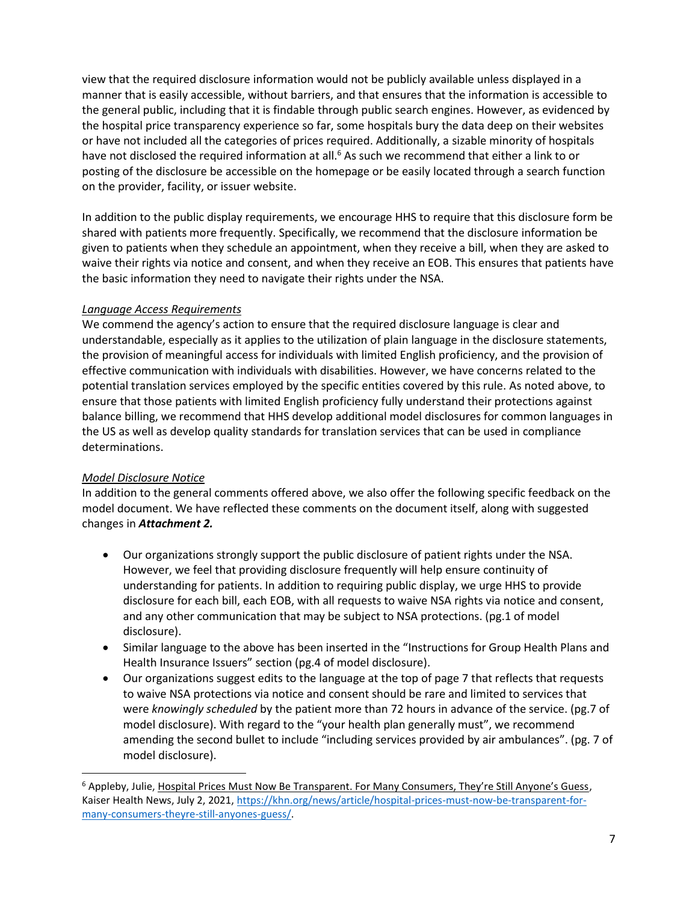view that the required disclosure information would not be publicly available unless displayed in a manner that is easily accessible, without barriers, and that ensures that the information is accessible to the general public, including that it is findable through public search engines. However, as evidenced by the hospital price transparency experience so far, some hospitals bury the data deep on their websites or have not included all the categories of prices required. Additionally, a sizable minority of hospitals have not disclosed the required information at all.[6] As such we recommend that either a link to or posting of the disclosure be accessible on the homepage or be easily located through a search function on the provider, facility, or issuer website.

In addition to the public display requirements, we encourage HHS to require that this disclosure form be shared with patients more frequently. Specifically, we recommend that the disclosure information be given to patients when they schedule an appointment, when they receive a bill, when they are asked to waive their rights via notice and consent, and when they receive an EOB. This ensures that patients have the basic information they need to navigate their rights under the NSA.

*Language Access Requirements*

We commend the agency's action to ensure that the required disclosure language is clear and understandable, especially as it applies to the utilization of plain language in the disclosure statements, the provision of meaningful access for individuals with limited English proficiency, and the provision of effective communication with individuals with disabilities. However, we have concerns related to the potential translation services employed by the specific entities covered by this rule. As noted above, to ensure that those patients with limited English proficiency fully understand their protections against balance billing, we recommend that HHS develop additional model disclosures for common languages in the US as well as develop quality standards for translation services that can be used in compliance determinations.

*Model Disclosure Notice*

In addition to the general comments offered above, we also offer the following specific feedback on the model document. We have reflected these comments on the document itself, along with suggested changes in ***Attachment 2.***

- Our organizations strongly support the public disclosure of patient rights under the NSA. However, we feel that providing disclosure frequently will help ensure continuity of understanding for patients. In addition to requiring public display, we urge HHS to provide disclosure for each bill, each EOB, with all requests to waive NSA rights via notice and consent, and any other communication that may be subject to NSA protections. (pg.1 of model disclosure).
- Similar language to the above has been inserted in the "Instructions for Group Health Plans and Health Insurance Issuers" section (pg.4 of model disclosure).
- Our organizations suggest edits to the language at the top of page 7 that reflects that requests to waive NSA protections via notice and consent should be rare and limited to services that were *knowingly scheduled* by the patient more than 72 hours in advance of the service. (pg.7 of model disclosure). With regard to the "your health plan generally must", we recommend amending the second bullet to include "including services provided by air ambulances". (pg. 7 of model disclosure).

[6] Appleby, Julie, Hospital Prices Must Now Be Transparent. For Many Consumers, They're Still Anyone's Guess, Kaiser Health News, July 2, 2021, https://khn.org/news/article/hospital-prices-must-now-be-transparent-for-many-consumers-theyre-still-anyones-guess/.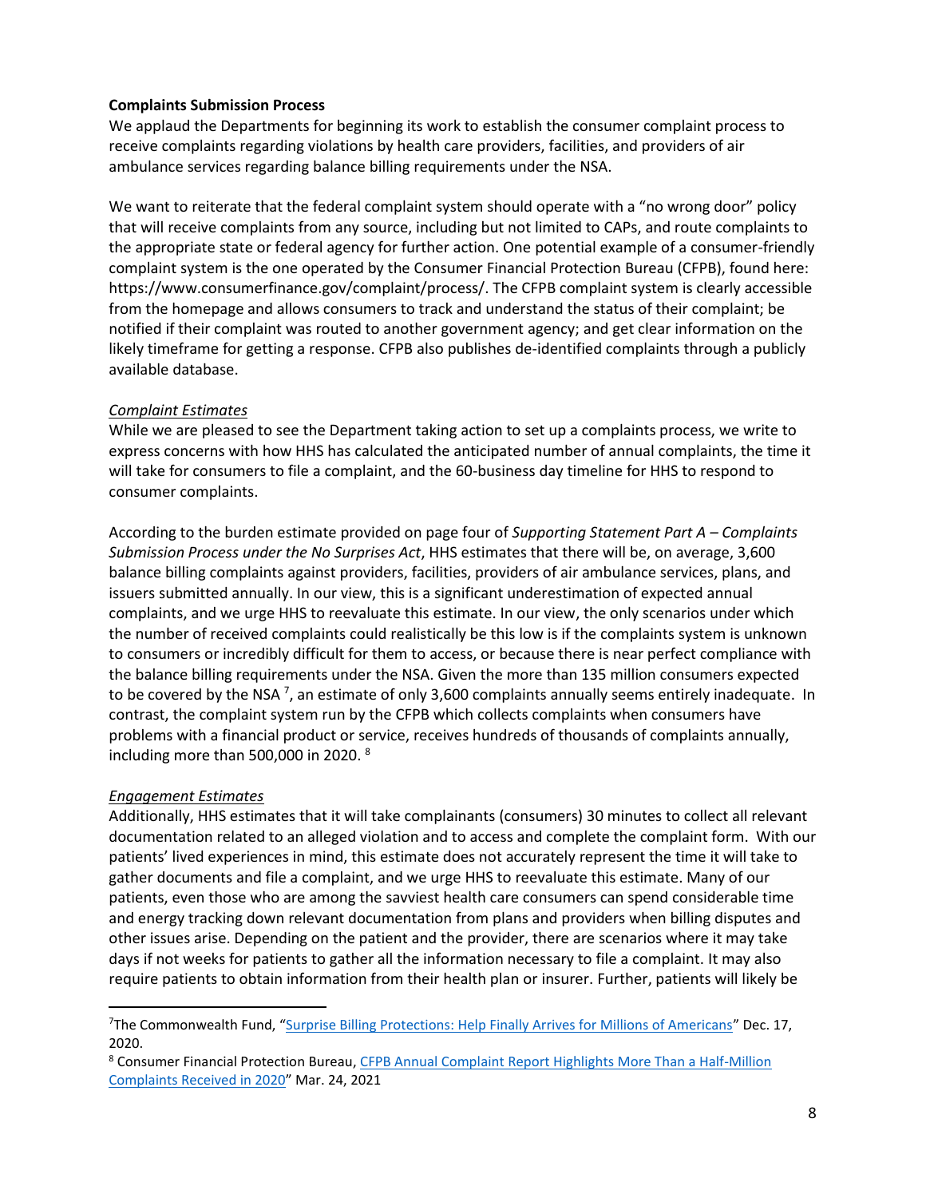**Complaints Submission Process**

We applaud the Departments for beginning its work to establish the consumer complaint process to receive complaints regarding violations by health care providers, facilities, and providers of air ambulance services regarding balance billing requirements under the NSA.

We want to reiterate that the federal complaint system should operate with a "no wrong door" policy that will receive complaints from any source, including but not limited to CAPs, and route complaints to the appropriate state or federal agency for further action. One potential example of a consumer-friendly complaint system is the one operated by the Consumer Financial Protection Bureau (CFPB), found here: https://www.consumerfinance.gov/complaint/process/. The CFPB complaint system is clearly accessible from the homepage and allows consumers to track and understand the status of their complaint; be notified if their complaint was routed to another government agency; and get clear information on the likely timeframe for getting a response. CFPB also publishes de-identified complaints through a publicly available database.

*Complaint Estimates*

While we are pleased to see the Department taking action to set up a complaints process, we write to express concerns with how HHS has calculated the anticipated number of annual complaints, the time it will take for consumers to file a complaint, and the 60-business day timeline for HHS to respond to consumer complaints.

According to the burden estimate provided on page four of *Supporting Statement Part A – Complaints Submission Process under the No Surprises Act*, HHS estimates that there will be, on average, 3,600 balance billing complaints against providers, facilities, providers of air ambulance services, plans, and issuers submitted annually. In our view, this is a significant underestimation of expected annual complaints, and we urge HHS to reevaluate this estimate. In our view, the only scenarios under which the number of received complaints could realistically be this low is if the complaints system is unknown to consumers or incredibly difficult for them to access, or because there is near perfect compliance with the balance billing requirements under the NSA. Given the more than 135 million consumers expected to be covered by the NSA [7], an estimate of only 3,600 complaints annually seems entirely inadequate. In contrast, the complaint system run by the CFPB which collects complaints when consumers have problems with a financial product or service, receives hundreds of thousands of complaints annually, including more than 500,000 in 2020. [8]

*Engagement Estimates*

Additionally, HHS estimates that it will take complainants (consumers) 30 minutes to collect all relevant documentation related to an alleged violation and to access and complete the complaint form. With our patients' lived experiences in mind, this estimate does not accurately represent the time it will take to gather documents and file a complaint, and we urge HHS to reevaluate this estimate. Many of our patients, even those who are among the savviest health care consumers can spend considerable time and energy tracking down relevant documentation from plans and providers when billing disputes and other issues arise. Depending on the patient and the provider, there are scenarios where it may take days if not weeks for patients to gather all the information necessary to file a complaint. It may also require patients to obtain information from their health plan or insurer. Further, patients will likely be

---

[7] The Commonwealth Fund, "Surprise Billing Protections: Help Finally Arrives for Millions of Americans" Dec. 17, 2020.

[8] Consumer Financial Protection Bureau, CFPB Annual Complaint Report Highlights More Than a Half-Million Complaints Received in 2020" Mar. 24, 2021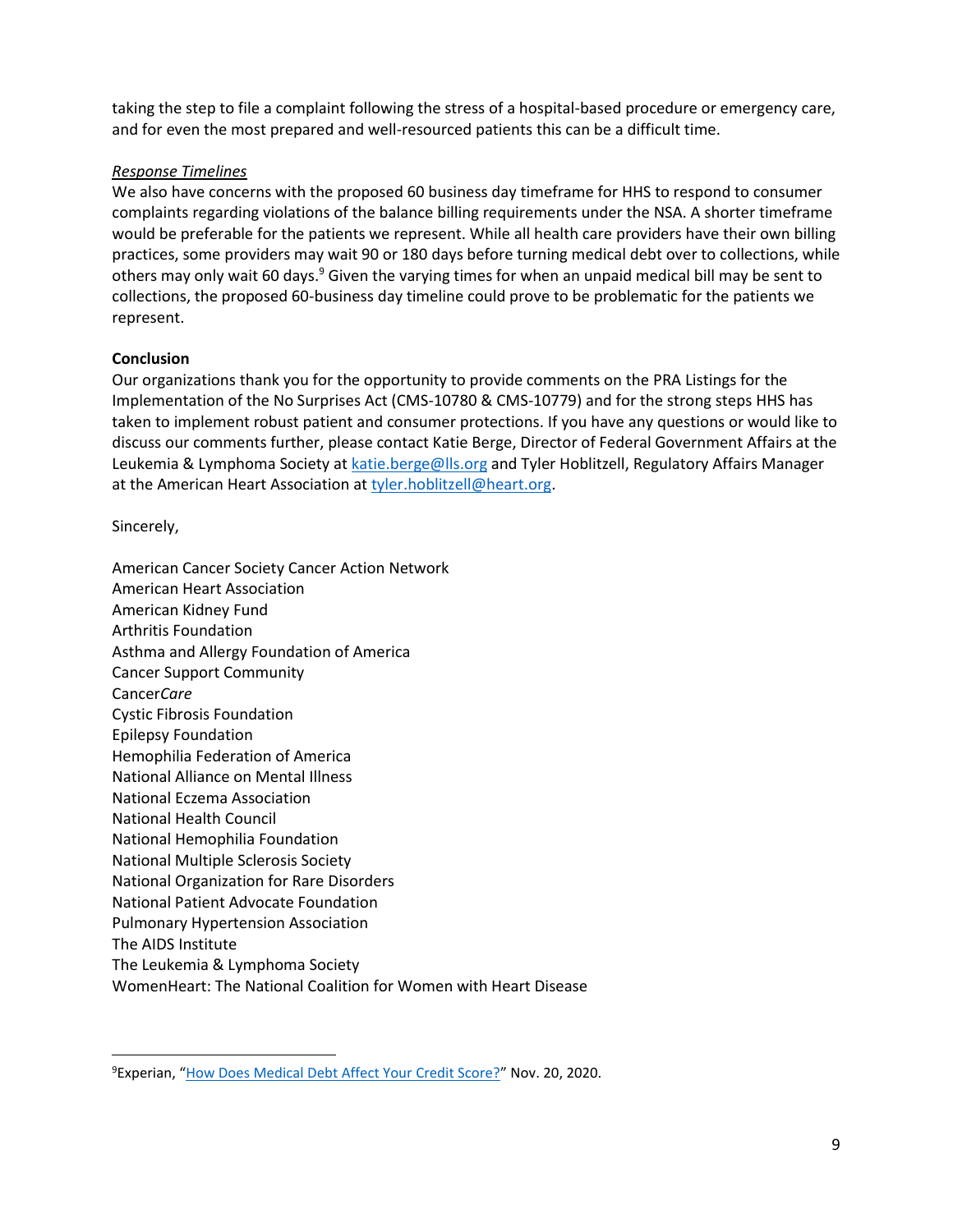taking the step to file a complaint following the stress of a hospital-based procedure or emergency care, and for even the most prepared and well-resourced patients this can be a difficult time.

*Response Timelines*

We also have concerns with the proposed 60 business day timeframe for HHS to respond to consumer complaints regarding violations of the balance billing requirements under the NSA. A shorter timeframe would be preferable for the patients we represent. While all health care providers have their own billing practices, some providers may wait 90 or 180 days before turning medical debt over to collections, while others may only wait 60 days.[9] Given the varying times for when an unpaid medical bill may be sent to collections, the proposed 60-business day timeline could prove to be problematic for the patients we represent.

**Conclusion**

Our organizations thank you for the opportunity to provide comments on the PRA Listings for the Implementation of the No Surprises Act (CMS-10780 & CMS-10779) and for the strong steps HHS has taken to implement robust patient and consumer protections. If you have any questions or would like to discuss our comments further, please contact Katie Berge, Director of Federal Government Affairs at the Leukemia & Lymphoma Society at katie.berge@lls.org and Tyler Hoblitzell, Regulatory Affairs Manager at the American Heart Association at tyler.hoblitzell@heart.org.

Sincerely,

American Cancer Society Cancer Action Network
American Heart Association
American Kidney Fund
Arthritis Foundation
Asthma and Allergy Foundation of America
Cancer Support Community
Cancer*Care*
Cystic Fibrosis Foundation
Epilepsy Foundation
Hemophilia Federation of America
National Alliance on Mental Illness
National Eczema Association
National Health Council
National Hemophilia Foundation
National Multiple Sclerosis Society
National Organization for Rare Disorders
National Patient Advocate Foundation
Pulmonary Hypertension Association
The AIDS Institute
The Leukemia & Lymphoma Society
WomenHeart: The National Coalition for Women with Heart Disease

---

[9]Experian, "How Does Medical Debt Affect Your Credit Score?" Nov. 20, 2020.